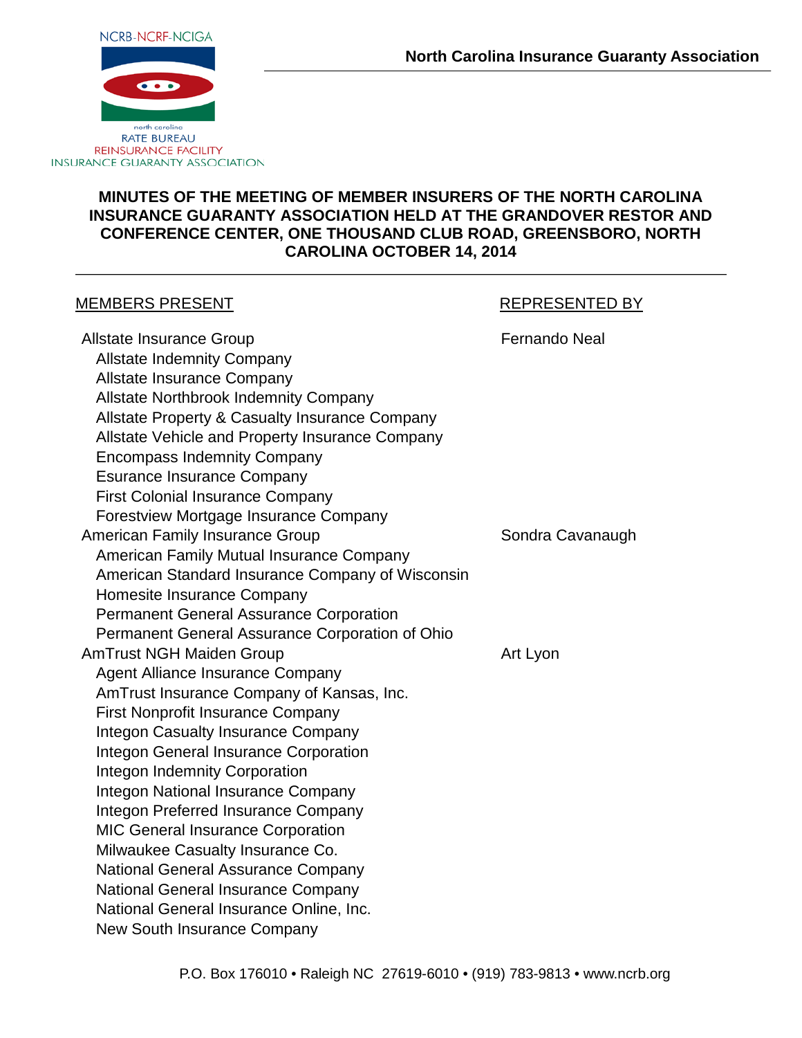NCRB-NCRF-NCIGA

north carolina
RATE BUREAU
REINSURANCE FACILITY
INSURANCE GUARANTY ASSOCIATION

**North Carolina Insurance Guaranty Association**

## MINUTES OF THE MEETING OF MEMBER INSURERS OF THE NORTH CAROLINA INSURANCE GUARANTY ASSOCIATION HELD AT THE GRANDOVER RESTOR AND CONFERENCE CENTER, ONE THOUSAND CLUB ROAD, GREENSBORO, NORTH CAROLINA OCTOBER 14, 2014

| MEMBERS PRESENT | REPRESENTED BY |
|---|---|
| Allstate Insurance Group | Fernando Neal |
| Allstate Indemnity Company | |
| Allstate Insurance Company | |
| Allstate Northbrook Indemnity Company | |
| Allstate Property & Casualty Insurance Company | |
| Allstate Vehicle and Property Insurance Company | |
| Encompass Indemnity Company | |
| Esurance Insurance Company | |
| First Colonial Insurance Company | |
| Forestview Mortgage Insurance Company | |
| American Family Insurance Group | Sondra Cavanaugh |
| American Family Mutual Insurance Company | |
| American Standard Insurance Company of Wisconsin | |
| Homesite Insurance Company | |
| Permanent General Assurance Corporation | |
| Permanent General Assurance Corporation of Ohio | |
| AmTrust NGH Maiden Group | Art Lyon |
| Agent Alliance Insurance Company | |
| AmTrust Insurance Company of Kansas, Inc. | |
| First Nonprofit Insurance Company | |
| Integon Casualty Insurance Company | |
| Integon General Insurance Corporation | |
| Integon Indemnity Corporation | |
| Integon National Insurance Company | |
| Integon Preferred Insurance Company | |
| MIC General Insurance Corporation | |
| Milwaukee Casualty Insurance Co. | |
| National General Assurance Company | |
| National General Insurance Company | |
| National General Insurance Online, Inc. | |
| New South Insurance Company | |

P.O. Box 176010 • Raleigh NC 27619-6010 • (919) 783-9813 • www.ncrb.org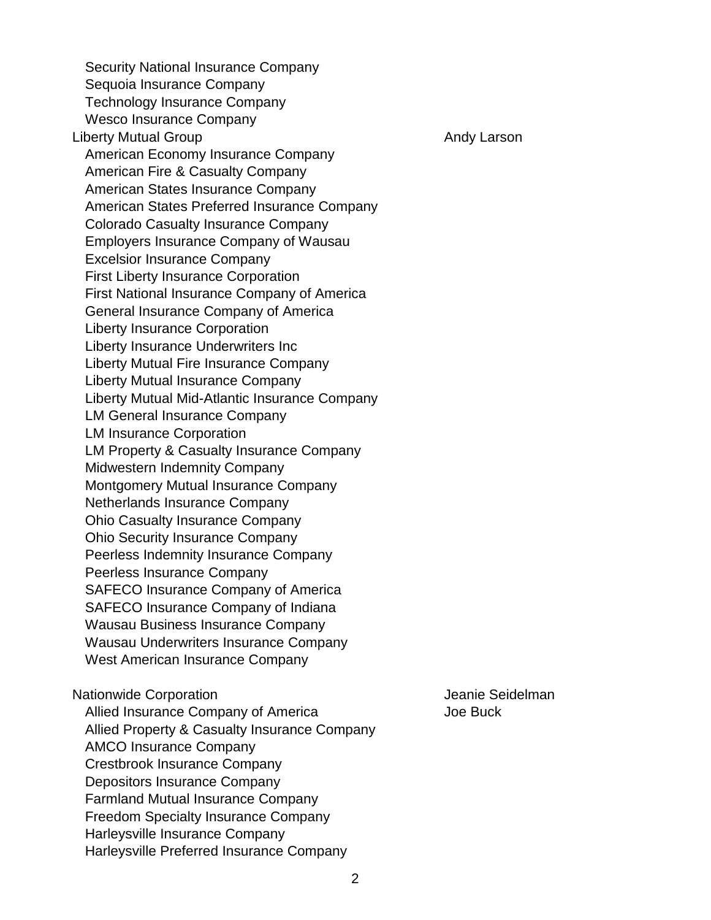| | |
|---|---|
| Security National Insurance Company | |
| Sequoia Insurance Company | |
| Technology Insurance Company | |
| Wesco Insurance Company | |
| Liberty Mutual Group | Andy Larson |
| American Economy Insurance Company | |
| American Fire & Casualty Company | |
| American States Insurance Company | |
| American States Preferred Insurance Company | |
| Colorado Casualty Insurance Company | |
| Employers Insurance Company of Wausau | |
| Excelsior Insurance Company | |
| First Liberty Insurance Corporation | |
| First National Insurance Company of America | |
| General Insurance Company of America | |
| Liberty Insurance Corporation | |
| Liberty Insurance Underwriters Inc | |
| Liberty Mutual Fire Insurance Company | |
| Liberty Mutual Insurance Company | |
| Liberty Mutual Mid-Atlantic Insurance Company | |
| LM General Insurance Company | |
| LM Insurance Corporation | |
| LM Property & Casualty Insurance Company | |
| Midwestern Indemnity Company | |
| Montgomery Mutual Insurance Company | |
| Netherlands Insurance Company | |
| Ohio Casualty Insurance Company | |
| Ohio Security Insurance Company | |
| Peerless Indemnity Insurance Company | |
| Peerless Insurance Company | |
| SAFECO Insurance Company of America | |
| SAFECO Insurance Company of Indiana | |
| Wausau Business Insurance Company | |
| Wausau Underwriters Insurance Company | |
| West American Insurance Company | |
| | |
| Nationwide Corporation | Jeanie Seidelman |
| Allied Insurance Company of America | Joe Buck |
| Allied Property & Casualty Insurance Company | |
| AMCO Insurance Company | |
| Crestbrook Insurance Company | |
| Depositors Insurance Company | |
| Farmland Mutual Insurance Company | |
| Freedom Specialty Insurance Company | |
| Harleysville Insurance Company | |
| Harleysville Preferred Insurance Company | |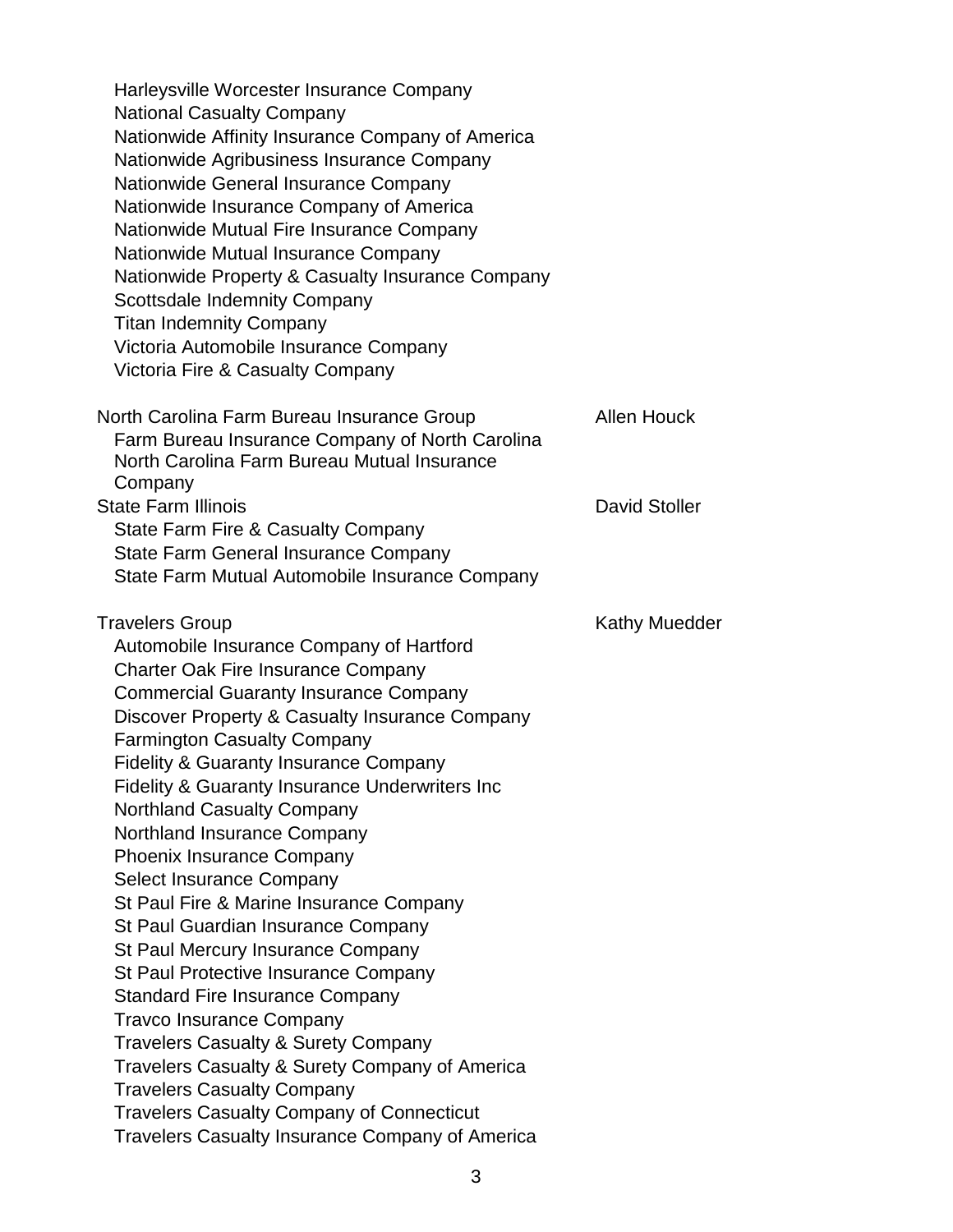| | |
|---|---|
| Harleysville Worcester Insurance Company | |
| National Casualty Company | |
| Nationwide Affinity Insurance Company of America | |
| Nationwide Agribusiness Insurance Company | |
| Nationwide General Insurance Company | |
| Nationwide Insurance Company of America | |
| Nationwide Mutual Fire Insurance Company | |
| Nationwide Mutual Insurance Company | |
| Nationwide Property & Casualty Insurance Company | |
| Scottsdale Indemnity Company | |
| Titan Indemnity Company | |
| Victoria Automobile Insurance Company | |
| Victoria Fire & Casualty Company | |
| | |
| North Carolina Farm Bureau Insurance Group | Allen Houck |
| Farm Bureau Insurance Company of North Carolina | |
| North Carolina Farm Bureau Mutual Insurance Company | |
| State Farm Illinois | David Stoller |
| State Farm Fire & Casualty Company | |
| State Farm General Insurance Company | |
| State Farm Mutual Automobile Insurance Company | |
| | |
| Travelers Group | Kathy Muedder |
| Automobile Insurance Company of Hartford | |
| Charter Oak Fire Insurance Company | |
| Commercial Guaranty Insurance Company | |
| Discover Property & Casualty Insurance Company | |
| Farmington Casualty Company | |
| Fidelity & Guaranty Insurance Company | |
| Fidelity & Guaranty Insurance Underwriters Inc | |
| Northland Casualty Company | |
| Northland Insurance Company | |
| Phoenix Insurance Company | |
| Select Insurance Company | |
| St Paul Fire & Marine Insurance Company | |
| St Paul Guardian Insurance Company | |
| St Paul Mercury Insurance Company | |
| St Paul Protective Insurance Company | |
| Standard Fire Insurance Company | |
| Travco Insurance Company | |
| Travelers Casualty & Surety Company | |
| Travelers Casualty & Surety Company of America | |
| Travelers Casualty Company | |
| Travelers Casualty Company of Connecticut | |
| Travelers Casualty Insurance Company of America | |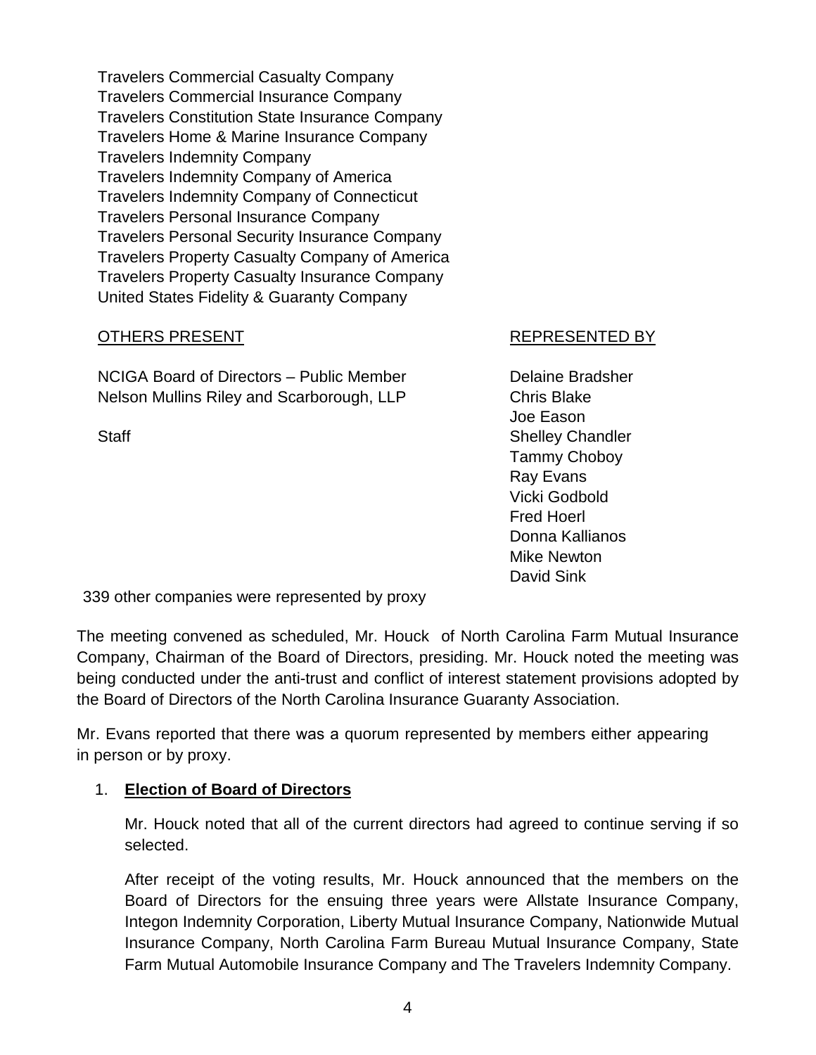Travelers Commercial Casualty Company
Travelers Commercial Insurance Company
Travelers Constitution State Insurance Company
Travelers Home & Marine Insurance Company
Travelers Indemnity Company
Travelers Indemnity Company of America
Travelers Indemnity Company of Connecticut
Travelers Personal Insurance Company
Travelers Personal Security Insurance Company
Travelers Property Casualty Company of America
Travelers Property Casualty Insurance Company
United States Fidelity & Guaranty Company

| OTHERS PRESENT | REPRESENTED BY |
| --- | --- |
| NCIGA Board of Directors – Public Member | Delaine Bradsher |
| Nelson Mullins Riley and Scarborough, LLP | Chris Blake |
| | Joe Eason |
| Staff | Shelley Chandler |
| | Tammy Choboy |
| | Ray Evans |
| | Vicki Godbold |
| | Fred Hoerl |
| | Donna Kallianos |
| | Mike Newton |
| | David Sink |

339 other companies were represented by proxy

The meeting convened as scheduled, Mr. Houck of North Carolina Farm Mutual Insurance Company, Chairman of the Board of Directors, presiding. Mr. Houck noted the meeting was being conducted under the anti-trust and conflict of interest statement provisions adopted by the Board of Directors of the North Carolina Insurance Guaranty Association.

Mr. Evans reported that there was a quorum represented by members either appearing in person or by proxy.

1. **Election of Board of Directors**

   Mr. Houck noted that all of the current directors had agreed to continue serving if so selected.

   After receipt of the voting results, Mr. Houck announced that the members on the Board of Directors for the ensuing three years were Allstate Insurance Company, Integon Indemnity Corporation, Liberty Mutual Insurance Company, Nationwide Mutual Insurance Company, North Carolina Farm Bureau Mutual Insurance Company, State Farm Mutual Automobile Insurance Company and The Travelers Indemnity Company.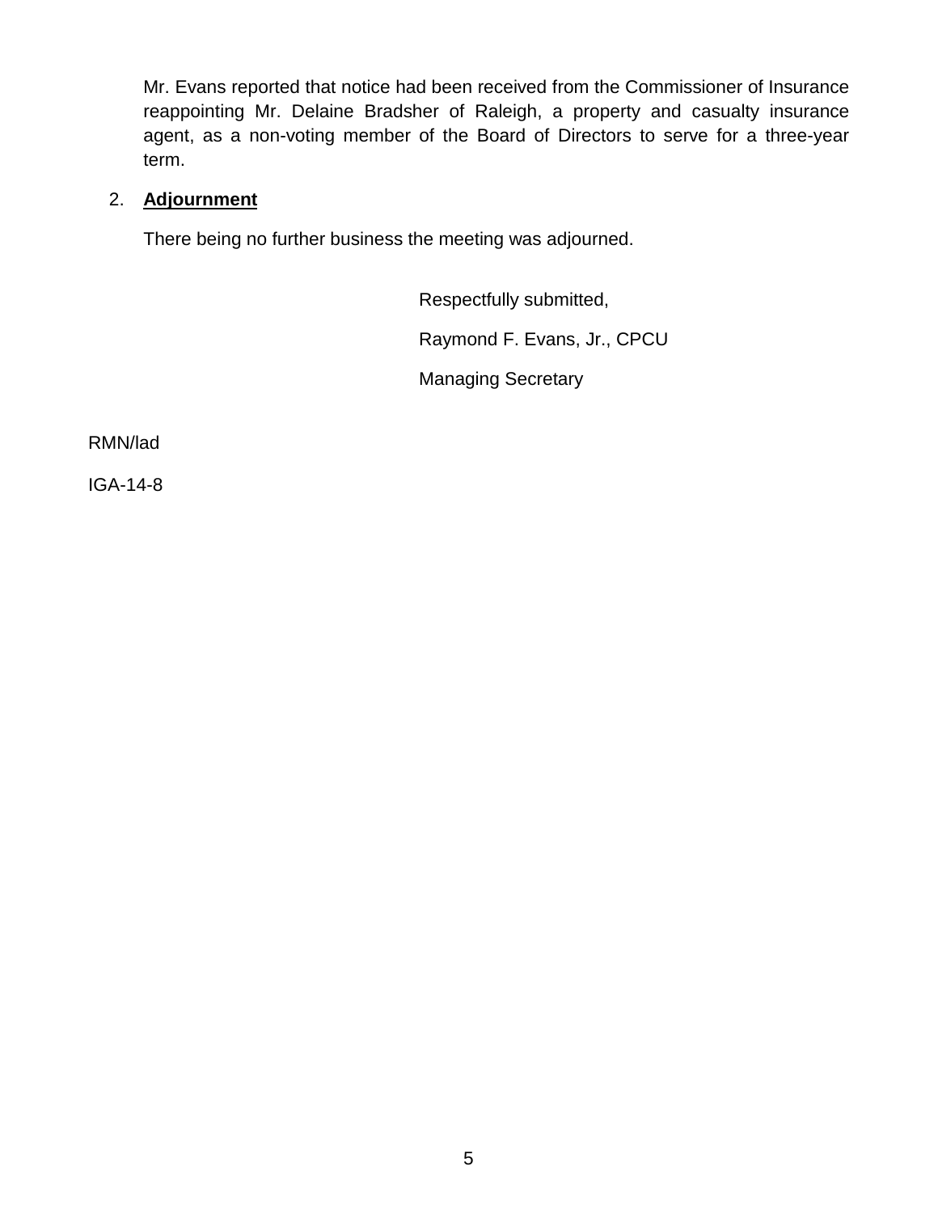Mr. Evans reported that notice had been received from the Commissioner of Insurance reappointing Mr. Delaine Bradsher of Raleigh, a property and casualty insurance agent, as a non-voting member of the Board of Directors to serve for a three-year term.

2. **Adjournment**

There being no further business the meeting was adjourned.

Respectfully submitted,

Raymond F. Evans, Jr., CPCU

Managing Secretary

RMN/lad

IGA-14-8